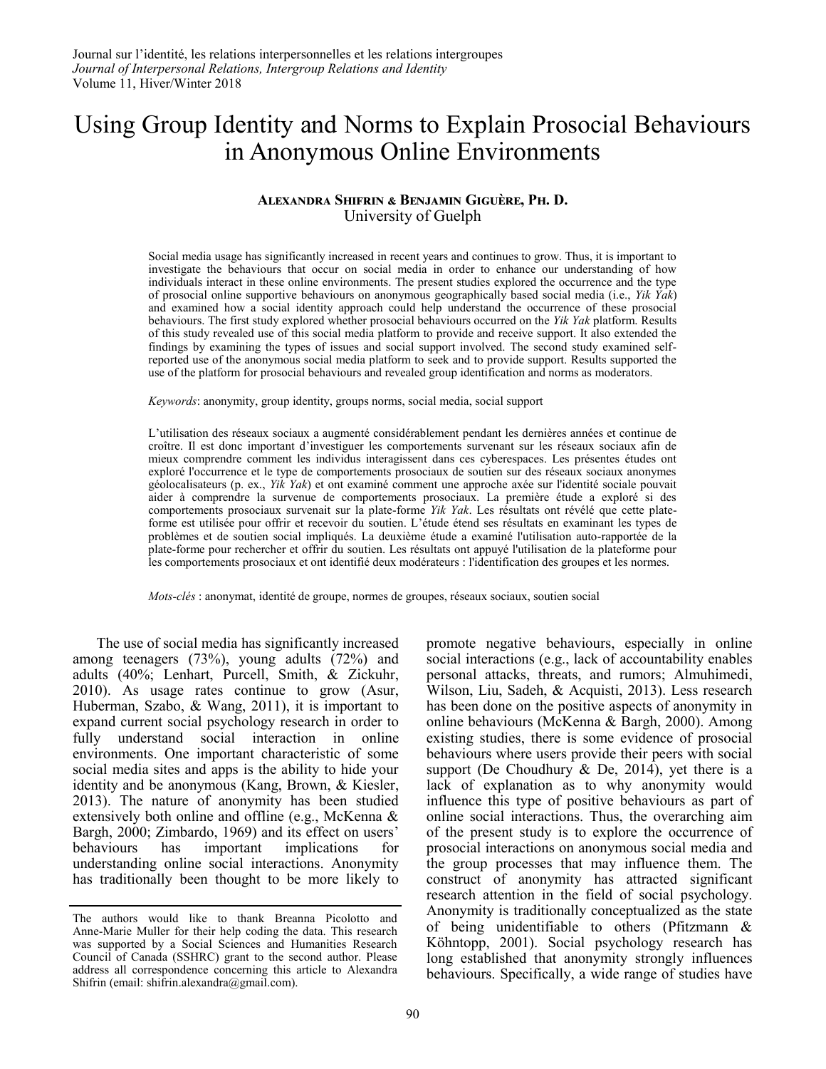# Using Group Identity and Norms to Explain Prosocial Behaviours in Anonymous Online Environments

**Alexandra Shifrin & Benjamin Giguère, Ph. D.**
University of Guelph

Social media usage has significantly increased in recent years and continues to grow. Thus, it is important to investigate the behaviours that occur on social media in order to enhance our understanding of how individuals interact in these online environments. The present studies explored the occurrence and the type of prosocial online supportive behaviours on anonymous geographically based social media (i.e., *Yik Yak*) and examined how a social identity approach could help understand the occurrence of these prosocial behaviours. The first study explored whether prosocial behaviours occurred on the *Yik Yak* platform. Results of this study revealed use of this social media platform to provide and receive support. It also extended the findings by examining the types of issues and social support involved. The second study examined self-reported use of the anonymous social media platform to seek and to provide support. Results supported the use of the platform for prosocial behaviours and revealed group identification and norms as moderators.

*Keywords*: anonymity, group identity, groups norms, social media, social support

L'utilisation des réseaux sociaux a augmenté considérablement pendant les dernières années et continue de croître. Il est donc important d'investiguer les comportements survenant sur les réseaux sociaux afin de mieux comprendre comment les individus interagissent dans ces cyberespaces. Les présentes études ont exploré l'occurrence et le type de comportements prosociaux de soutien sur des réseaux sociaux anonymes géolocalisateurs (p. ex., *Yik Yak*) et ont examiné comment une approche axée sur l'identité sociale pouvait aider à comprendre la survenue de comportements prosociaux. La première étude a exploré si des comportements prosociaux survenait sur la plate-forme *Yik Yak*. Les résultats ont révélé que cette plate-forme est utilisée pour offrir et recevoir du soutien. L'étude étend ses résultats en examinant les types de problèmes et de soutien social impliqués. La deuxième étude a examiné l'utilisation auto-rapportée de la plate-forme pour rechercher et offrir du soutien. Les résultats ont appuyé l'utilisation de la plateforme pour les comportements prosociaux et ont identifié deux modérateurs : l'identification des groupes et les normes.

*Mots-clés* : anonymat, identité de groupe, normes de groupes, réseaux sociaux, soutien social

The use of social media has significantly increased among teenagers (73%), young adults (72%) and adults (40%; Lenhart, Purcell, Smith, & Zickuhr, 2010). As usage rates continue to grow (Asur, Huberman, Szabo, & Wang, 2011), it is important to expand current social psychology research in order to fully understand social interaction in online environments. One important characteristic of some social media sites and apps is the ability to hide your identity and be anonymous (Kang, Brown, & Kiesler, 2013). The nature of anonymity has been studied extensively both online and offline (e.g., McKenna & Bargh, 2000; Zimbardo, 1969) and its effect on users' behaviours has important implications for understanding online social interactions. Anonymity has traditionally been thought to be more likely to promote negative behaviours, especially in online social interactions (e.g., lack of accountability enables personal attacks, threats, and rumors; Almuhimedi, Wilson, Liu, Sadeh, & Acquisti, 2013). Less research has been done on the positive aspects of anonymity in online behaviours (McKenna & Bargh, 2000). Among existing studies, there is some evidence of prosocial behaviours where users provide their peers with social support (De Choudhury & De, 2014), yet there is a lack of explanation as to why anonymity would influence this type of positive behaviours as part of online social interactions. Thus, the overarching aim of the present study is to explore the occurrence of prosocial interactions on anonymous social media and the group processes that may influence them. The construct of anonymity has attracted significant research attention in the field of social psychology. Anonymity is traditionally conceptualized as the state of being unidentifiable to others (Pfitzmann & Köhntopp, 2001). Social psychology research has long established that anonymity strongly influences behaviours. Specifically, a wide range of studies have

The authors would like to thank Breanna Picolotto and Anne-Marie Muller for their help coding the data. This research was supported by a Social Sciences and Humanities Research Council of Canada (SSHRC) grant to the second author. Please address all correspondence concerning this article to Alexandra Shifrin (email: shifrin.alexandra@gmail.com).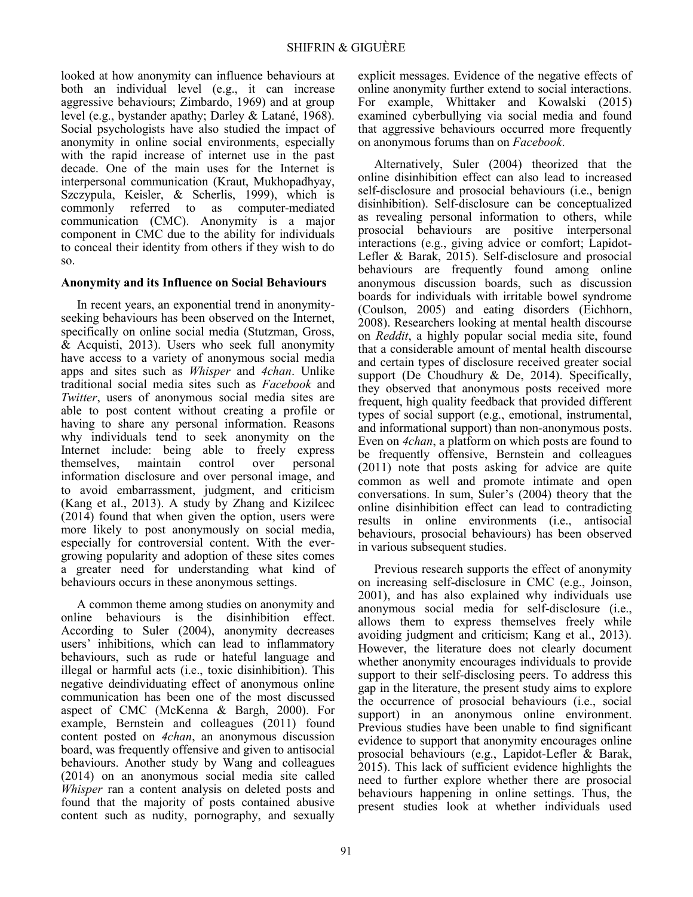looked at how anonymity can influence behaviours at both an individual level (e.g., it can increase aggressive behaviours; Zimbardo, 1969) and at group level (e.g., bystander apathy; Darley & Latané, 1968). Social psychologists have also studied the impact of anonymity in online social environments, especially with the rapid increase of internet use in the past decade. One of the main uses for the Internet is interpersonal communication (Kraut, Mukhopadhyay, Szczypula, Keisler, & Scherlis, 1999), which is commonly referred to as computer-mediated communication (CMC). Anonymity is a major component in CMC due to the ability for individuals to conceal their identity from others if they wish to do so.

### Anonymity and its Influence on Social Behaviours

In recent years, an exponential trend in anonymity-seeking behaviours has been observed on the Internet, specifically on online social media (Stutzman, Gross, & Acquisti, 2013). Users who seek full anonymity have access to a variety of anonymous social media apps and sites such as *Whisper* and *4chan*. Unlike traditional social media sites such as *Facebook* and *Twitter*, users of anonymous social media sites are able to post content without creating a profile or having to share any personal information. Reasons why individuals tend to seek anonymity on the Internet include: being able to freely express themselves, maintain control over personal information disclosure and over personal image, and to avoid embarrassment, judgment, and criticism (Kang et al., 2013). A study by Zhang and Kizilcec (2014) found that when given the option, users were more likely to post anonymously on social media, especially for controversial content. With the ever-growing popularity and adoption of these sites comes a greater need for understanding what kind of behaviours occurs in these anonymous settings.

A common theme among studies on anonymity and online behaviours is the disinhibition effect. According to Suler (2004), anonymity decreases users' inhibitions, which can lead to inflammatory behaviours, such as rude or hateful language and illegal or harmful acts (i.e., toxic disinhibition). This negative deindividuating effect of anonymous online communication has been one of the most discussed aspect of CMC (McKenna & Bargh, 2000). For example, Bernstein and colleagues (2011) found content posted on *4chan*, an anonymous discussion board, was frequently offensive and given to antisocial behaviours. Another study by Wang and colleagues (2014) on an anonymous social media site called *Whisper* ran a content analysis on deleted posts and found that the majority of posts contained abusive content such as nudity, pornography, and sexually explicit messages. Evidence of the negative effects of online anonymity further extend to social interactions. For example, Whittaker and Kowalski (2015) examined cyberbullying via social media and found that aggressive behaviours occurred more frequently on anonymous forums than on *Facebook*.

Alternatively, Suler (2004) theorized that the online disinhibition effect can also lead to increased self-disclosure and prosocial behaviours (i.e., benign disinhibition). Self-disclosure can be conceptualized as revealing personal information to others, while prosocial behaviours are positive interpersonal interactions (e.g., giving advice or comfort; Lapidot-Lefler & Barak, 2015). Self-disclosure and prosocial behaviours are frequently found among online anonymous discussion boards, such as discussion boards for individuals with irritable bowel syndrome (Coulson, 2005) and eating disorders (Eichhorn, 2008). Researchers looking at mental health discourse on *Reddit*, a highly popular social media site, found that a considerable amount of mental health discourse and certain types of disclosure received greater social support (De Choudhury & De, 2014). Specifically, they observed that anonymous posts received more frequent, high quality feedback that provided different types of social support (e.g., emotional, instrumental, and informational support) than non-anonymous posts. Even on *4chan*, a platform on which posts are found to be frequently offensive, Bernstein and colleagues (2011) note that posts asking for advice are quite common as well and promote intimate and open conversations. In sum, Suler's (2004) theory that the online disinhibition effect can lead to contradicting results in online environments (i.e., antisocial behaviours, prosocial behaviours) has been observed in various subsequent studies.

Previous research supports the effect of anonymity on increasing self-disclosure in CMC (e.g., Joinson, 2001), and has also explained why individuals use anonymous social media for self-disclosure (i.e., allows them to express themselves freely while avoiding judgment and criticism; Kang et al., 2013). However, the literature does not clearly document whether anonymity encourages individuals to provide support to their self-disclosing peers. To address this gap in the literature, the present study aims to explore the occurrence of prosocial behaviours (i.e., social support) in an anonymous online environment. Previous studies have been unable to find significant evidence to support that anonymity encourages online prosocial behaviours (e.g., Lapidot-Lefler & Barak, 2015). This lack of sufficient evidence highlights the need to further explore whether there are prosocial behaviours happening in online settings. Thus, the present studies look at whether individuals used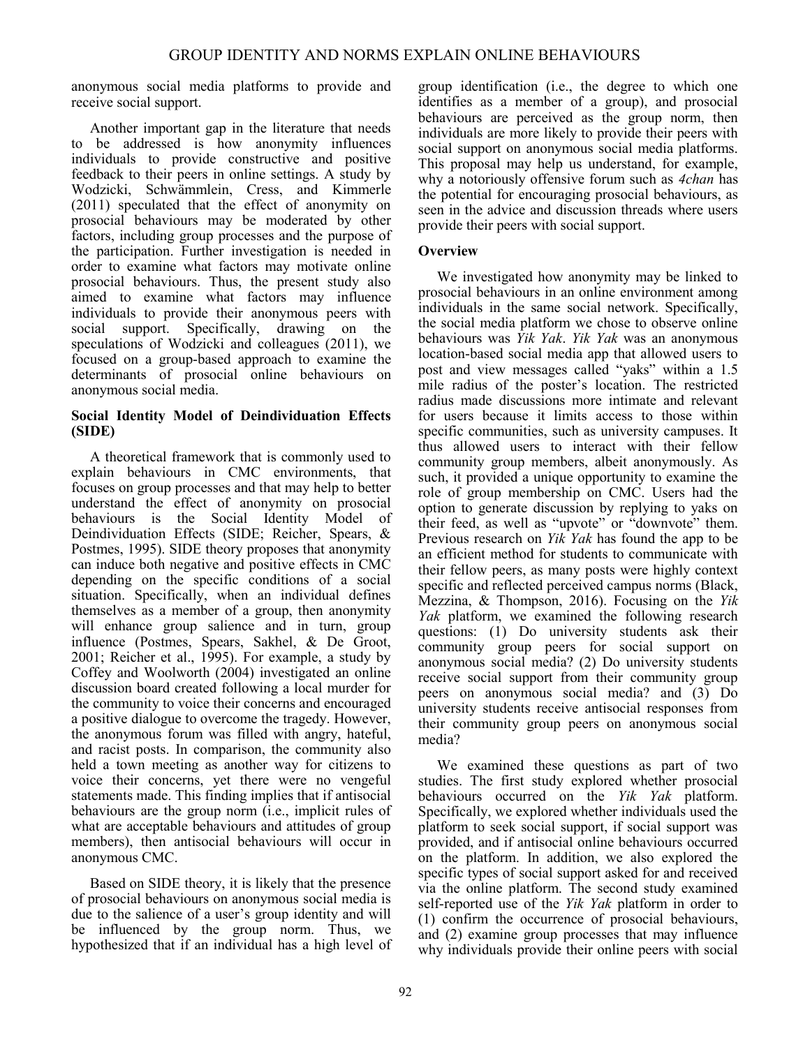anonymous social media platforms to provide and receive social support.

Another important gap in the literature that needs to be addressed is how anonymity influences individuals to provide constructive and positive feedback to their peers in online settings. A study by Wodzicki, Schwämmlein, Cress, and Kimmerle (2011) speculated that the effect of anonymity on prosocial behaviours may be moderated by other factors, including group processes and the purpose of the participation. Further investigation is needed in order to examine what factors may motivate online prosocial behaviours. Thus, the present study also aimed to examine what factors may influence individuals to provide their anonymous peers with social support. Specifically, drawing on the speculations of Wodzicki and colleagues (2011), we focused on a group-based approach to examine the determinants of prosocial online behaviours on anonymous social media.

### Social Identity Model of Deindividuation Effects (SIDE)

A theoretical framework that is commonly used to explain behaviours in CMC environments, that focuses on group processes and that may help to better understand the effect of anonymity on prosocial behaviours is the Social Identity Model of Deindividuation Effects (SIDE; Reicher, Spears, & Postmes, 1995). SIDE theory proposes that anonymity can induce both negative and positive effects in CMC depending on the specific conditions of a social situation. Specifically, when an individual defines themselves as a member of a group, then anonymity will enhance group salience and in turn, group influence (Postmes, Spears, Sakhel, & De Groot, 2001; Reicher et al., 1995). For example, a study by Coffey and Woolworth (2004) investigated an online discussion board created following a local murder for the community to voice their concerns and encouraged a positive dialogue to overcome the tragedy. However, the anonymous forum was filled with angry, hateful, and racist posts. In comparison, the community also held a town meeting as another way for citizens to voice their concerns, yet there were no vengeful statements made. This finding implies that if antisocial behaviours are the group norm (i.e., implicit rules of what are acceptable behaviours and attitudes of group members), then antisocial behaviours will occur in anonymous CMC.

Based on SIDE theory, it is likely that the presence of prosocial behaviours on anonymous social media is due to the salience of a user's group identity and will be influenced by the group norm. Thus, we hypothesized that if an individual has a high level of group identification (i.e., the degree to which one identifies as a member of a group), and prosocial behaviours are perceived as the group norm, then individuals are more likely to provide their peers with social support on anonymous social media platforms. This proposal may help us understand, for example, why a notoriously offensive forum such as *4chan* has the potential for encouraging prosocial behaviours, as seen in the advice and discussion threads where users provide their peers with social support.

### Overview

We investigated how anonymity may be linked to prosocial behaviours in an online environment among individuals in the same social network. Specifically, the social media platform we chose to observe online behaviours was *Yik Yak*. *Yik Yak* was an anonymous location-based social media app that allowed users to post and view messages called "yaks" within a 1.5 mile radius of the poster's location. The restricted radius made discussions more intimate and relevant for users because it limits access to those within specific communities, such as university campuses. It thus allowed users to interact with their fellow community group members, albeit anonymously. As such, it provided a unique opportunity to examine the role of group membership on CMC. Users had the option to generate discussion by replying to yaks on their feed, as well as "upvote" or "downvote" them. Previous research on *Yik Yak* has found the app to be an efficient method for students to communicate with their fellow peers, as many posts were highly context specific and reflected perceived campus norms (Black, Mezzina, & Thompson, 2016). Focusing on the *Yik Yak* platform, we examined the following research questions: (1) Do university students ask their community group peers for social support on anonymous social media? (2) Do university students receive social support from their community group peers on anonymous social media? and (3) Do university students receive antisocial responses from their community group peers on anonymous social media?

We examined these questions as part of two studies. The first study explored whether prosocial behaviours occurred on the *Yik Yak* platform. Specifically, we explored whether individuals used the platform to seek social support, if social support was provided, and if antisocial online behaviours occurred on the platform. In addition, we also explored the specific types of social support asked for and received via the online platform. The second study examined self-reported use of the *Yik Yak* platform in order to (1) confirm the occurrence of prosocial behaviours, and (2) examine group processes that may influence why individuals provide their online peers with social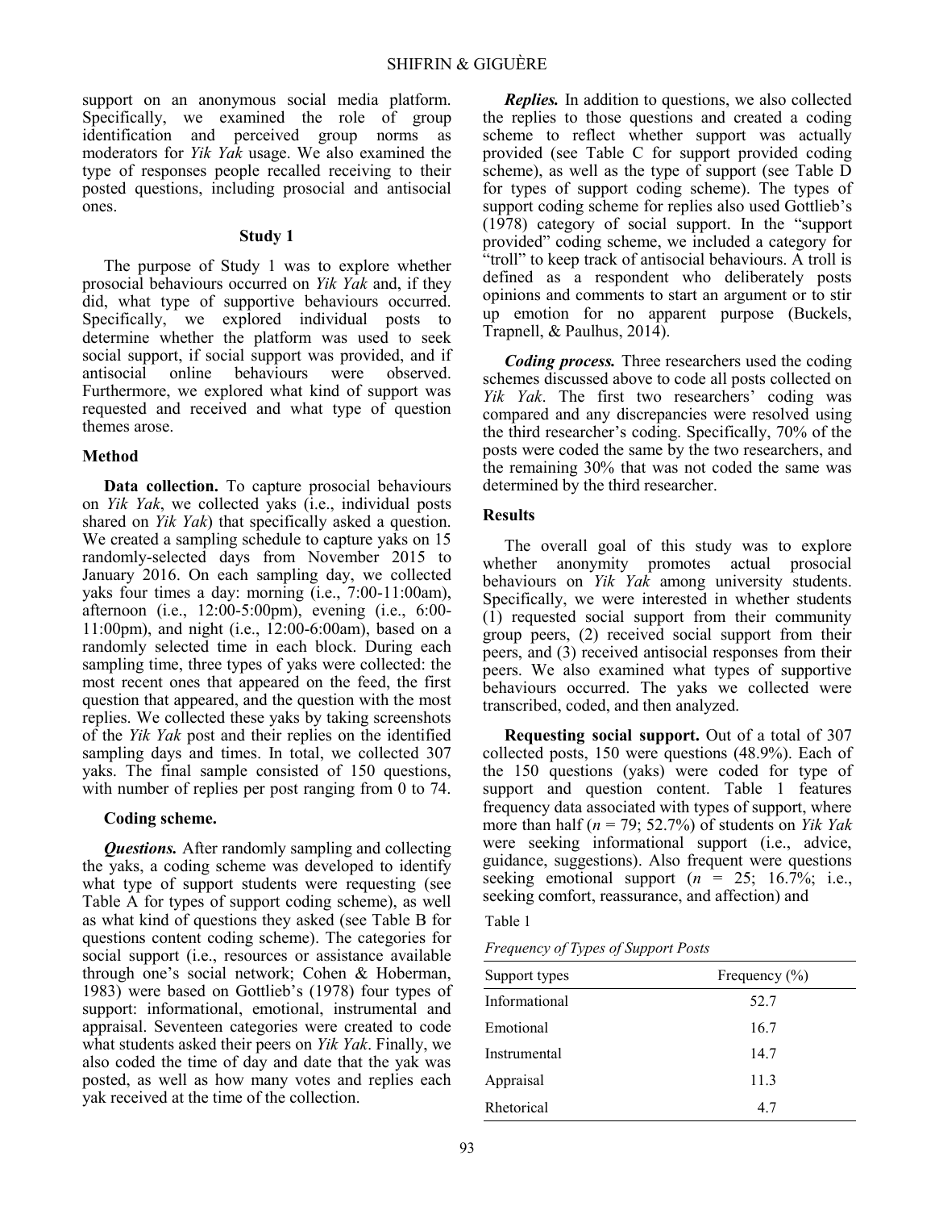support on an anonymous social media platform. Specifically, we examined the role of group identification and perceived group norms as moderators for *Yik Yak* usage. We also examined the type of responses people recalled receiving to their posted questions, including prosocial and antisocial ones.

## Study 1

The purpose of Study 1 was to explore whether prosocial behaviours occurred on *Yik Yak* and, if they did, what type of supportive behaviours occurred. Specifically, we explored individual posts to determine whether the platform was used to seek social support, if social support was provided, and if antisocial online behaviours were observed. Furthermore, we explored what kind of support was requested and received and what type of question themes arose.

### Method

**Data collection.** To capture prosocial behaviours on *Yik Yak*, we collected yaks (i.e., individual posts shared on *Yik Yak*) that specifically asked a question. We created a sampling schedule to capture yaks on 15 randomly-selected days from November 2015 to January 2016. On each sampling day, we collected yaks four times a day: morning (i.e., 7:00-11:00am), afternoon (i.e., 12:00-5:00pm), evening (i.e., 6:00-11:00pm), and night (i.e., 12:00-6:00am), based on a randomly selected time in each block. During each sampling time, three types of yaks were collected: the most recent ones that appeared on the feed, the first question that appeared, and the question with the most replies. We collected these yaks by taking screenshots of the *Yik Yak* post and their replies on the identified sampling days and times. In total, we collected 307 yaks. The final sample consisted of 150 questions, with number of replies per post ranging from 0 to 74.

**Coding scheme.**

***Questions.*** After randomly sampling and collecting the yaks, a coding scheme was developed to identify what type of support students were requesting (see Table A for types of support coding scheme), as well as what kind of questions they asked (see Table B for questions content coding scheme). The categories for social support (i.e., resources or assistance available through one's social network; Cohen & Hoberman, 1983) were based on Gottlieb's (1978) four types of support: informational, emotional, instrumental and appraisal. Seventeen categories were created to code what students asked their peers on *Yik Yak*. Finally, we also coded the time of day and date that the yak was posted, as well as how many votes and replies each yak received at the time of the collection.

***Replies.*** In addition to questions, we also collected the replies to those questions and created a coding scheme to reflect whether support was actually provided (see Table C for support provided coding scheme), as well as the type of support (see Table D for types of support coding scheme). The types of support coding scheme for replies also used Gottlieb's (1978) category of social support. In the "support provided" coding scheme, we included a category for "troll" to keep track of antisocial behaviours. A troll is defined as a respondent who deliberately posts opinions and comments to start an argument or to stir up emotion for no apparent purpose (Buckels, Trapnell, & Paulhus, 2014).

***Coding process.*** Three researchers used the coding schemes discussed above to code all posts collected on *Yik Yak*. The first two researchers' coding was compared and any discrepancies were resolved using the third researcher's coding. Specifically, 70% of the posts were coded the same by the two researchers, and the remaining 30% that was not coded the same was determined by the third researcher.

### Results

The overall goal of this study was to explore whether anonymity promotes actual prosocial behaviours on *Yik Yak* among university students. Specifically, we were interested in whether students (1) requested social support from their community group peers, (2) received social support from their peers, and (3) received antisocial responses from their peers. We also examined what types of supportive behaviours occurred. The yaks we collected were transcribed, coded, and then analyzed.

**Requesting social support.** Out of a total of 307 collected posts, 150 were questions (48.9%). Each of the 150 questions (yaks) were coded for type of support and question content. Table 1 features frequency data associated with types of support, where more than half ($n$ = 79; 52.7%) of students on *Yik Yak* were seeking informational support (i.e., advice, guidance, suggestions). Also frequent were questions seeking emotional support ($n$ = 25; 16.7%; i.e., seeking comfort, reassurance, and affection) and

Table 1

*Frequency of Types of Support Posts*

| Support types | Frequency (%) |
|---|---|
| Informational | 52.7 |
| Emotional | 16.7 |
| Instrumental | 14.7 |
| Appraisal | 11.3 |
| Rhetorical | 4.7 |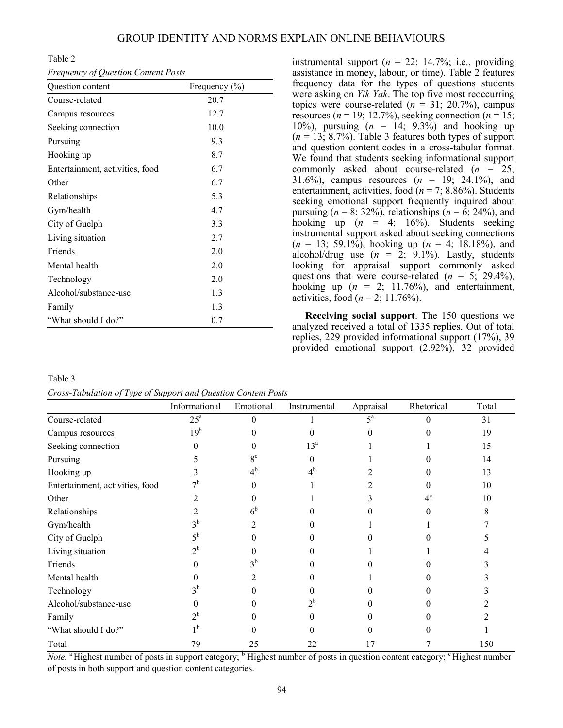Table 2

*Frequency of Question Content Posts*

| Question content | Frequency (%) |
|---|---|
| Course-related | 20.7 |
| Campus resources | 12.7 |
| Seeking connection | 10.0 |
| Pursuing | 9.3 |
| Hooking up | 8.7 |
| Entertainment, activities, food | 6.7 |
| Other | 6.7 |
| Relationships | 5.3 |
| Gym/health | 4.7 |
| City of Guelph | 3.3 |
| Living situation | 2.7 |
| Friends | 2.0 |
| Mental health | 2.0 |
| Technology | 2.0 |
| Alcohol/substance-use | 1.3 |
| Family | 1.3 |
| "What should I do?" | 0.7 |

instrumental support ($n$ = 22; 14.7%; i.e., providing assistance in money, labour, or time). Table 2 features frequency data for the types of questions students were asking on *Yik Yak*. The top five most reoccurring topics were course-related ($n$ = 31; 20.7%), campus resources ($n$ = 19; 12.7%), seeking connection ($n$ = 15; 10%), pursuing ($n$ = 14; 9.3%) and hooking up ($n$ = 13; 8.7%). Table 3 features both types of support and question content codes in a cross-tabular format. We found that students seeking informational support commonly asked about course-related ($n$ = 25; 31.6%), campus resources ($n$ = 19; 24.1%), and entertainment, activities, food ($n$ = 7; 8.86%). Students seeking emotional support frequently inquired about pursuing ($n$ = 8; 32%), relationships ($n$ = 6; 24%), and hooking up ($n$ = 4; 16%). Students seeking instrumental support asked about seeking connections ($n$ = 13; 59.1%), hooking up ($n$ = 4; 18.18%), and alcohol/drug use ($n$ = 2; 9.1%). Lastly, students looking for appraisal support commonly asked questions that were course-related ($n$ = 5; 29.4%), hooking up ($n$ = 2; 11.76%), and entertainment, activities, food ($n$ = 2; 11.76%).

**Receiving social support**. The 150 questions we analyzed received a total of 1335 replies. Out of total replies, 229 provided informational support (17%), 39 provided emotional support (2.92%), 32 provided

Table 3

*Cross-Tabulation of Type of Support and Question Content Posts*

| | Informational | Emotional | Instrumental | Appraisal | Rhetorical | Total |
|---|---|---|---|---|---|---|
| Course-related | 25[a] | 0 | 1 | 5[a] | 0 | 31 |
| Campus resources | 19[b] | 0 | 0 | 0 | 0 | 19 |
| Seeking connection | 0 | 0 | 13[a] | 1 | 1 | 15 |
| Pursuing | 5 | 8[c] | 0 | 1 | 0 | 14 |
| Hooking up | 3 | 4[b] | 4[b] | 2 | 0 | 13 |
| Entertainment, activities, food | 7[b] | 0 | 1 | 2 | 0 | 10 |
| Other | 2 | 0 | 1 | 3 | 4[c] | 10 |
| Relationships | 2 | 6[b] | 0 | 0 | 0 | 8 |
| Gym/health | 3[b] | 2 | 0 | 1 | 1 | 7 |
| City of Guelph | 5[b] | 0 | 0 | 0 | 0 | 5 |
| Living situation | 2[b] | 0 | 0 | 1 | 1 | 4 |
| Friends | 0 | 3[b] | 0 | 0 | 0 | 3 |
| Mental health | 0 | 2 | 0 | 1 | 0 | 3 |
| Technology | 3[b] | 0 | 0 | 0 | 0 | 3 |
| Alcohol/substance-use | 0 | 0 | 2[b] | 0 | 0 | 2 |
| Family | 2[b] | 0 | 0 | 0 | 0 | 2 |
| "What should I do?" | 1[b] | 0 | 0 | 0 | 0 | 1 |
| Total | 79 | 25 | 22 | 17 | 7 | 150 |

*Note.* [a] Highest number of posts in support category; [b] Highest number of posts in question content category; [c] Highest number of posts in both support and question content categories.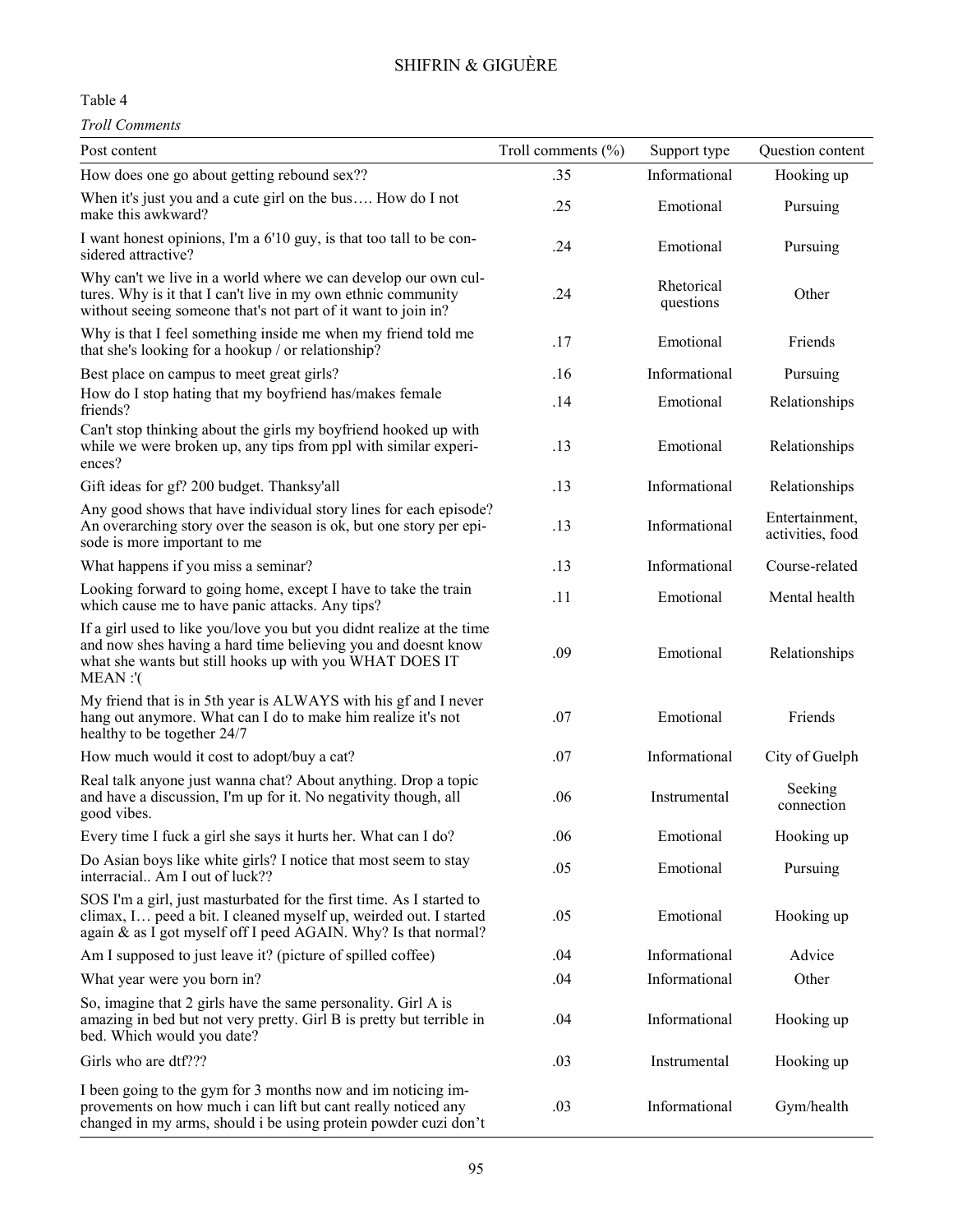Table 4

*Troll Comments*

| Post content | Troll comments (%) | Support type | Question content |
|---|---|---|---|
| How does one go about getting rebound sex?? | .35 | Informational | Hooking up |
| When it's just you and a cute girl on the bus…. How do I not make this awkward? | .25 | Emotional | Pursuing |
| I want honest opinions, I'm a 6'10 guy, is that too tall to be considered attractive? | .24 | Emotional | Pursuing |
| Why can't we live in a world where we can develop our own cultures. Why is it that I can't live in my own ethnic community without seeing someone that's not part of it want to join in? | .24 | Rhetorical questions | Other |
| Why is that I feel something inside me when my friend told me that she's looking for a hookup / or relationship? | .17 | Emotional | Friends |
| Best place on campus to meet great girls? | .16 | Informational | Pursuing |
| How do I stop hating that my boyfriend has/makes female friends? | .14 | Emotional | Relationships |
| Can't stop thinking about the girls my boyfriend hooked up with while we were broken up, any tips from ppl with similar experiences? | .13 | Emotional | Relationships |
| Gift ideas for gf? 200 budget. Thanksy'all | .13 | Informational | Relationships |
| Any good shows that have individual story lines for each episode? An overarching story over the season is ok, but one story per episode is more important to me | .13 | Informational | Entertainment, activities, food |
| What happens if you miss a seminar? | .13 | Informational | Course-related |
| Looking forward to going home, except I have to take the train which cause me to have panic attacks. Any tips? | .11 | Emotional | Mental health |
| If a girl used to like you/love you but you didnt realize at the time and now shes having a hard time believing you and doesnt know what she wants but still hooks up with you WHAT DOES IT MEAN :'( | .09 | Emotional | Relationships |
| My friend that is in 5th year is ALWAYS with his gf and I never hang out anymore. What can I do to make him realize it's not healthy to be together 24/7 | .07 | Emotional | Friends |
| How much would it cost to adopt/buy a cat? | .07 | Informational | City of Guelph |
| Real talk anyone just wanna chat? About anything. Drop a topic and have a discussion, I'm up for it. No negativity though, all good vibes. | .06 | Instrumental | Seeking connection |
| Every time I fuck a girl she says it hurts her. What can I do? | .06 | Emotional | Hooking up |
| Do Asian boys like white girls? I notice that most seem to stay interracial.. Am I out of luck?? | .05 | Emotional | Pursuing |
| SOS I'm a girl, just masturbated for the first time. As I started to climax, I… peed a bit. I cleaned myself up, weirded out. I started again & as I got myself off I peed AGAIN. Why? Is that normal? | .05 | Emotional | Hooking up |
| Am I supposed to just leave it? (picture of spilled coffee) | .04 | Informational | Advice |
| What year were you born in? | .04 | Informational | Other |
| So, imagine that 2 girls have the same personality. Girl A is amazing in bed but not very pretty. Girl B is pretty but terrible in bed. Which would you date? | .04 | Informational | Hooking up |
| Girls who are dtf??? | .03 | Instrumental | Hooking up |
| I been going to the gym for 3 months now and im noticing improvements on how much i can lift but cant really noticed any changed in my arms, should i be using protein powder cuzi don't | .03 | Informational | Gym/health |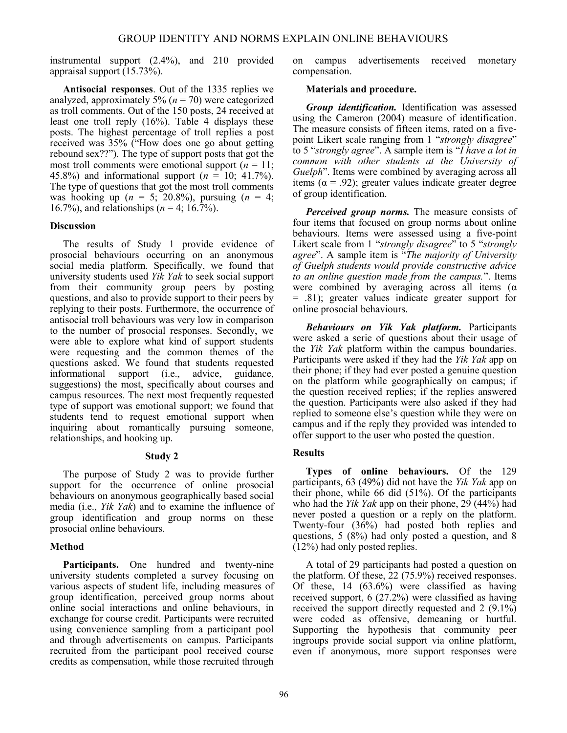instrumental support (2.4%), and 210 provided appraisal support (15.73%).

**Antisocial responses**. Out of the 1335 replies we analyzed, approximately 5% ($n$ = 70) were categorized as troll comments. Out of the 150 posts, 24 received at least one troll reply (16%). Table 4 displays these posts. The highest percentage of troll replies a post received was 35% ("How does one go about getting rebound sex??"). The type of support posts that got the most troll comments were emotional support ($n$ = 11; 45.8%) and informational support ($n$ = 10; 41.7%). The type of questions that got the most troll comments was hooking up ($n$ = 5; 20.8%), pursuing ($n$ = 4; 16.7%), and relationships ($n$ = 4; 16.7%).

## Discussion

The results of Study 1 provide evidence of prosocial behaviours occurring on an anonymous social media platform. Specifically, we found that university students used *Yik Yak* to seek social support from their community group peers by posting questions, and also to provide support to their peers by replying to their posts. Furthermore, the occurrence of antisocial troll behaviours was very low in comparison to the number of prosocial responses. Secondly, we were able to explore what kind of support students were requesting and the common themes of the questions asked. We found that students requested informational support (i.e., advice, guidance, suggestions) the most, specifically about courses and campus resources. The next most frequently requested type of support was emotional support; we found that students tend to request emotional support when inquiring about romantically pursuing someone, relationships, and hooking up.

## Study 2

The purpose of Study 2 was to provide further support for the occurrence of online prosocial behaviours on anonymous geographically based social media (i.e., *Yik Yak*) and to examine the influence of group identification and group norms on these prosocial online behaviours.

## Method

**Participants.** One hundred and twenty-nine university students completed a survey focusing on various aspects of student life, including measures of group identification, perceived group norms about online social interactions and online behaviours, in exchange for course credit. Participants were recruited using convenience sampling from a participant pool and through advertisements on campus. Participants recruited from the participant pool received course credits as compensation, while those recruited through on campus advertisements received monetary compensation.

**Materials and procedure.**

***Group identification.*** Identification was assessed using the Cameron (2004) measure of identification. The measure consists of fifteen items, rated on a five-point Likert scale ranging from 1 "*strongly disagree*" to 5 "*strongly agree*". A sample item is "*I have a lot in common with other students at the University of Guelph*". Items were combined by averaging across all items ($\alpha$ = .92); greater values indicate greater degree of group identification.

***Perceived group norms.*** The measure consists of four items that focused on group norms about online behaviours. Items were assessed using a five-point Likert scale from 1 "*strongly disagree*" to 5 "*strongly agree*". A sample item is "*The majority of University of Guelph students would provide constructive advice to an online question made from the campus.*". Items were combined by averaging across all items ($\alpha$ = .81); greater values indicate greater support for online prosocial behaviours.

***Behaviours on Yik Yak platform.*** Participants were asked a serie of questions about their usage of the *Yik Yak* platform within the campus boundaries. Participants were asked if they had the *Yik Yak* app on their phone; if they had ever posted a genuine question on the platform while geographically on campus; if the question received replies; if the replies answered the question. Participants were also asked if they had replied to someone else's question while they were on campus and if the reply they provided was intended to offer support to the user who posted the question.

## Results

**Types of online behaviours.** Of the 129 participants, 63 (49%) did not have the *Yik Yak* app on their phone, while 66 did (51%). Of the participants who had the *Yik Yak* app on their phone, 29 (44%) had never posted a question or a reply on the platform. Twenty-four (36%) had posted both replies and questions, 5 (8%) had only posted a question, and 8 (12%) had only posted replies.

A total of 29 participants had posted a question on the platform. Of these, 22 (75.9%) received responses. Of these, 14 (63.6%) were classified as having received support, 6 (27.2%) were classified as having received the support directly requested and 2 (9.1%) were coded as offensive, demeaning or hurtful. Supporting the hypothesis that community peer ingroups provide social support via online platform, even if anonymous, more support responses were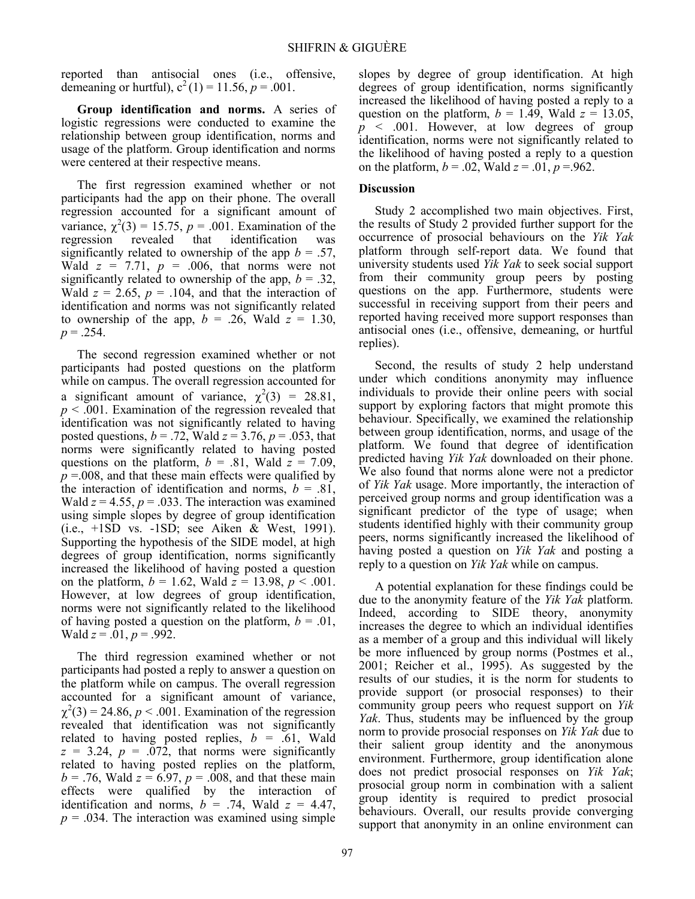reported than antisocial ones (i.e., offensive, demeaning or hurtful), $c^2(1) = 11.56$, $p = .001$.

**Group identification and norms.** A series of logistic regressions were conducted to examine the relationship between group identification, norms and usage of the platform. Group identification and norms were centered at their respective means.

The first regression examined whether or not participants had the app on their phone. The overall regression accounted for a significant amount of variance, $\chi^2(3) = 15.75$, $p = .001$. Examination of the regression revealed that identification was significantly related to ownership of the app $b = .57$, Wald $z = 7.71$, $p = .006$, that norms were not significantly related to ownership of the app, $b = .32$, Wald $z = 2.65$, $p = .104$, and that the interaction of identification and norms was not significantly related to ownership of the app, $b = .26$, Wald $z = 1.30$, $p = .254$.

The second regression examined whether or not participants had posted questions on the platform while on campus. The overall regression accounted for a significant amount of variance, $\chi^2(3) = 28.81$, $p < .001$. Examination of the regression revealed that identification was not significantly related to having posted questions, $b = .72$, Wald $z = 3.76$, $p = .053$, that norms were significantly related to having posted questions on the platform, $b = .81$, Wald $z = 7.09$, $p = .008$, and that these main effects were qualified by the interaction of identification and norms, $b = .81$, Wald $z = 4.55$, $p = .033$. The interaction was examined using simple slopes by degree of group identification (i.e., +1SD vs. -1SD; see Aiken & West, 1991). Supporting the hypothesis of the SIDE model, at high degrees of group identification, norms significantly increased the likelihood of having posted a question on the platform, $b = 1.62$, Wald $z = 13.98$, $p < .001$. However, at low degrees of group identification, norms were not significantly related to the likelihood of having posted a question on the platform, $b = .01$, Wald $z = .01$, $p = .992$.

The third regression examined whether or not participants had posted a reply to answer a question on the platform while on campus. The overall regression accounted for a significant amount of variance, $\chi^2(3) = 24.86$, $p < .001$. Examination of the regression revealed that identification was not significantly related to having posted replies, $b = .61$, Wald $z = 3.24$, $p = .072$, that norms were significantly related to having posted replies on the platform, $b = .76$, Wald $z = 6.97$, $p = .008$, and that these main effects were qualified by the interaction of identification and norms, $b = .74$, Wald $z = 4.47$, $p = .034$. The interaction was examined using simple slopes by degree of group identification. At high degrees of group identification, norms significantly increased the likelihood of having posted a reply to a question on the platform, $b = 1.49$, Wald $z = 13.05$, $p < .001$. However, at low degrees of group identification, norms were not significantly related to the likelihood of having posted a reply to a question on the platform, $b = .02$, Wald $z = .01$, $p = .962$.

### Discussion

Study 2 accomplished two main objectives. First, the results of Study 2 provided further support for the occurrence of prosocial behaviours on the *Yik Yak* platform through self-report data. We found that university students used *Yik Yak* to seek social support from their community group peers by posting questions on the app. Furthermore, students were successful in receiving support from their peers and reported having received more support responses than antisocial ones (i.e., offensive, demeaning, or hurtful replies).

Second, the results of study 2 help understand under which conditions anonymity may influence individuals to provide their online peers with social support by exploring factors that might promote this behaviour. Specifically, we examined the relationship between group identification, norms, and usage of the platform. We found that degree of identification predicted having *Yik Yak* downloaded on their phone. We also found that norms alone were not a predictor of *Yik Yak* usage. More importantly, the interaction of perceived group norms and group identification was a significant predictor of the type of usage; when students identified highly with their community group peers, norms significantly increased the likelihood of having posted a question on *Yik Yak* and posting a reply to a question on *Yik Yak* while on campus.

A potential explanation for these findings could be due to the anonymity feature of the *Yik Yak* platform. Indeed, according to SIDE theory, anonymity increases the degree to which an individual identifies as a member of a group and this individual will likely be more influenced by group norms (Postmes et al., 2001; Reicher et al., 1995). As suggested by the results of our studies, it is the norm for students to provide support (or prosocial responses) to their community group peers who request support on *Yik Yak*. Thus, students may be influenced by the group norm to provide prosocial responses on *Yik Yak* due to their salient group identity and the anonymous environment. Furthermore, group identification alone does not predict prosocial responses on *Yik Yak*; prosocial group norm in combination with a salient group identity is required to predict prosocial behaviours. Overall, our results provide converging support that anonymity in an online environment can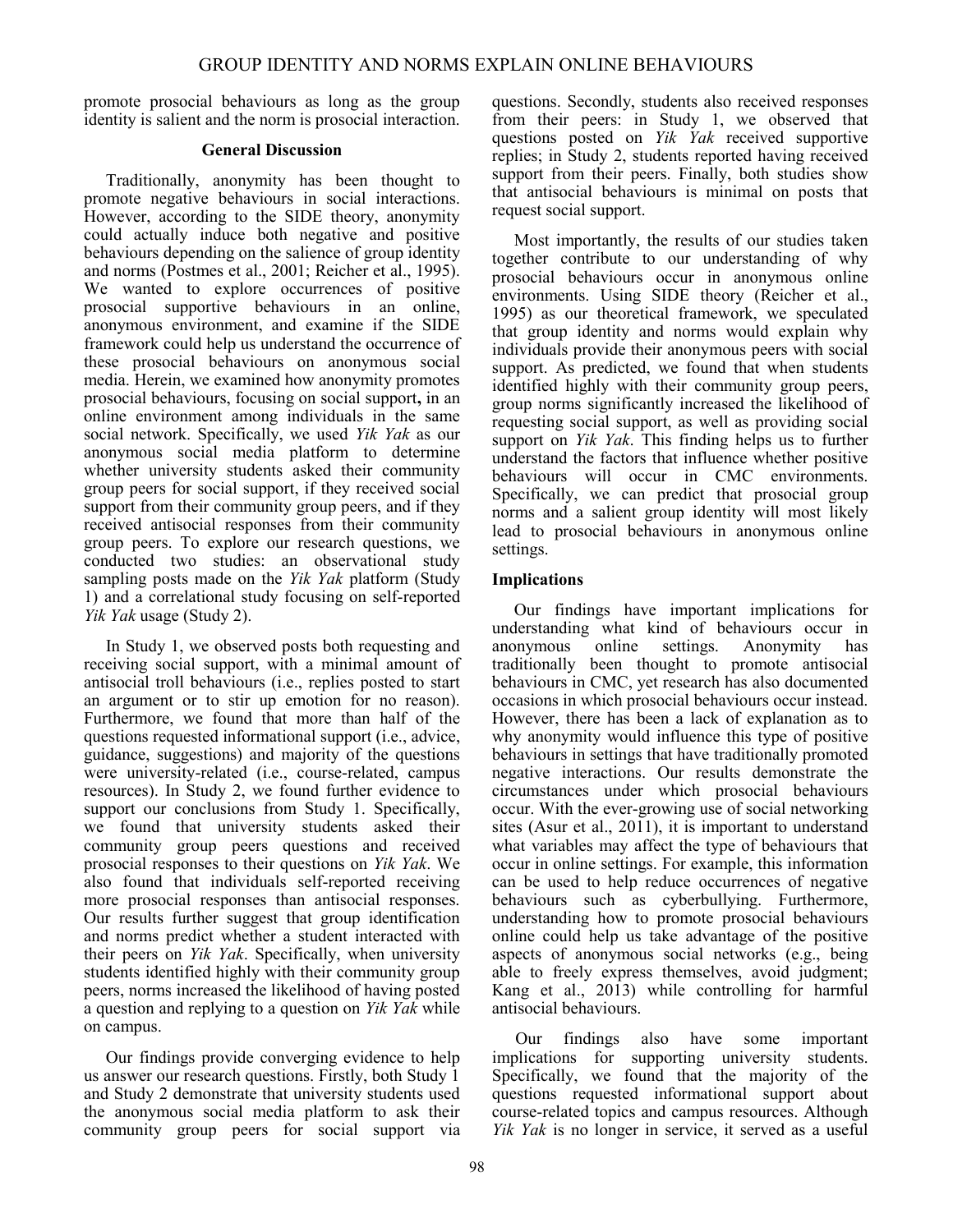promote prosocial behaviours as long as the group identity is salient and the norm is prosocial interaction.

## General Discussion

Traditionally, anonymity has been thought to promote negative behaviours in social interactions. However, according to the SIDE theory, anonymity could actually induce both negative and positive behaviours depending on the salience of group identity and norms (Postmes et al., 2001; Reicher et al., 1995). We wanted to explore occurrences of positive prosocial supportive behaviours in an online, anonymous environment, and examine if the SIDE framework could help us understand the occurrence of these prosocial behaviours on anonymous social media. Herein, we examined how anonymity promotes prosocial behaviours, focusing on social support**,** in an online environment among individuals in the same social network. Specifically, we used *Yik Yak* as our anonymous social media platform to determine whether university students asked their community group peers for social support, if they received social support from their community group peers, and if they received antisocial responses from their community group peers. To explore our research questions, we conducted two studies: an observational study sampling posts made on the *Yik Yak* platform (Study 1) and a correlational study focusing on self-reported *Yik Yak* usage (Study 2).

In Study 1, we observed posts both requesting and receiving social support, with a minimal amount of antisocial troll behaviours (i.e., replies posted to start an argument or to stir up emotion for no reason). Furthermore, we found that more than half of the questions requested informational support (i.e., advice, guidance, suggestions) and majority of the questions were university-related (i.e., course-related, campus resources). In Study 2, we found further evidence to support our conclusions from Study 1. Specifically, we found that university students asked their community group peers questions and received prosocial responses to their questions on *Yik Yak*. We also found that individuals self-reported receiving more prosocial responses than antisocial responses. Our results further suggest that group identification and norms predict whether a student interacted with their peers on *Yik Yak*. Specifically, when university students identified highly with their community group peers, norms increased the likelihood of having posted a question and replying to a question on *Yik Yak* while on campus.

Our findings provide converging evidence to help us answer our research questions. Firstly, both Study 1 and Study 2 demonstrate that university students used the anonymous social media platform to ask their community group peers for social support via questions. Secondly, students also received responses from their peers: in Study 1, we observed that questions posted on *Yik Yak* received supportive replies; in Study 2, students reported having received support from their peers. Finally, both studies show that antisocial behaviours is minimal on posts that request social support.

Most importantly, the results of our studies taken together contribute to our understanding of why prosocial behaviours occur in anonymous online environments. Using SIDE theory (Reicher et al., 1995) as our theoretical framework, we speculated that group identity and norms would explain why individuals provide their anonymous peers with social support. As predicted, we found that when students identified highly with their community group peers, group norms significantly increased the likelihood of requesting social support, as well as providing social support on *Yik Yak*. This finding helps us to further understand the factors that influence whether positive behaviours will occur in CMC environments. Specifically, we can predict that prosocial group norms and a salient group identity will most likely lead to prosocial behaviours in anonymous online settings.

### Implications

Our findings have important implications for understanding what kind of behaviours occur in anonymous online settings. Anonymity has traditionally been thought to promote antisocial behaviours in CMC, yet research has also documented occasions in which prosocial behaviours occur instead. However, there has been a lack of explanation as to why anonymity would influence this type of positive behaviours in settings that have traditionally promoted negative interactions. Our results demonstrate the circumstances under which prosocial behaviours occur. With the ever-growing use of social networking sites (Asur et al., 2011), it is important to understand what variables may affect the type of behaviours that occur in online settings. For example, this information can be used to help reduce occurrences of negative behaviours such as cyberbullying. Furthermore, understanding how to promote prosocial behaviours online could help us take advantage of the positive aspects of anonymous social networks (e.g., being able to freely express themselves, avoid judgment; Kang et al., 2013) while controlling for harmful antisocial behaviours.

Our findings also have some important implications for supporting university students. Specifically, we found that the majority of the questions requested informational support about course-related topics and campus resources. Although *Yik Yak* is no longer in service, it served as a useful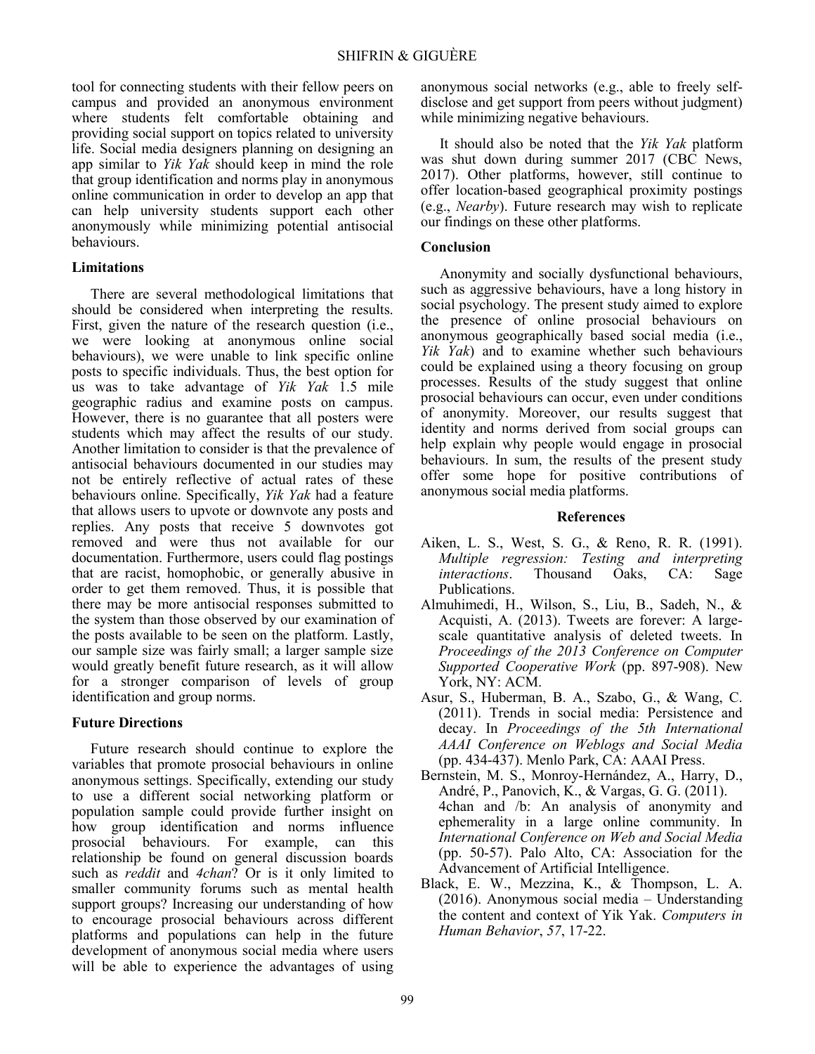tool for connecting students with their fellow peers on campus and provided an anonymous environment where students felt comfortable obtaining and providing social support on topics related to university life. Social media designers planning on designing an app similar to *Yik Yak* should keep in mind the role that group identification and norms play in anonymous online communication in order to develop an app that can help university students support each other anonymously while minimizing potential antisocial behaviours.

### Limitations

There are several methodological limitations that should be considered when interpreting the results. First, given the nature of the research question (i.e., we were looking at anonymous online social behaviours), we were unable to link specific online posts to specific individuals. Thus, the best option for us was to take advantage of *Yik Yak* 1.5 mile geographic radius and examine posts on campus. However, there is no guarantee that all posters were students which may affect the results of our study. Another limitation to consider is that the prevalence of antisocial behaviours documented in our studies may not be entirely reflective of actual rates of these behaviours online. Specifically, *Yik Yak* had a feature that allows users to upvote or downvote any posts and replies. Any posts that receive 5 downvotes got removed and were thus not available for our documentation. Furthermore, users could flag postings that are racist, homophobic, or generally abusive in order to get them removed. Thus, it is possible that there may be more antisocial responses submitted to the system than those observed by our examination of the posts available to be seen on the platform. Lastly, our sample size was fairly small; a larger sample size would greatly benefit future research, as it will allow for a stronger comparison of levels of group identification and group norms.

### Future Directions

Future research should continue to explore the variables that promote prosocial behaviours in online anonymous settings. Specifically, extending our study to use a different social networking platform or population sample could provide further insight on how group identification and norms influence prosocial behaviours. For example, can this relationship be found on general discussion boards such as *reddit* and *4chan*? Or is it only limited to smaller community forums such as mental health support groups? Increasing our understanding of how to encourage prosocial behaviours across different platforms and populations can help in the future development of anonymous social media where users will be able to experience the advantages of using anonymous social networks (e.g., able to freely self-disclose and get support from peers without judgment) while minimizing negative behaviours.

It should also be noted that the *Yik Yak* platform was shut down during summer 2017 (CBC News, 2017). Other platforms, however, still continue to offer location-based geographical proximity postings (e.g., *Nearby*). Future research may wish to replicate our findings on these other platforms.

### Conclusion

Anonymity and socially dysfunctional behaviours, such as aggressive behaviours, have a long history in social psychology. The present study aimed to explore the presence of online prosocial behaviours on anonymous geographically based social media (i.e., *Yik Yak*) and to examine whether such behaviours could be explained using a theory focusing on group processes. Results of the study suggest that online prosocial behaviours can occur, even under conditions of anonymity. Moreover, our results suggest that identity and norms derived from social groups can help explain why people would engage in prosocial behaviours. In sum, the results of the present study offer some hope for positive contributions of anonymous social media platforms.

## References

Aiken, L. S., West, S. G., & Reno, R. R. (1991). *Multiple regression: Testing and interpreting interactions*. Thousand Oaks, CA: Sage Publications.

Almuhimedi, H., Wilson, S., Liu, B., Sadeh, N., & Acquisti, A. (2013). Tweets are forever: A large-scale quantitative analysis of deleted tweets. In *Proceedings of the 2013 Conference on Computer Supported Cooperative Work* (pp. 897-908). New York, NY: ACM.

Asur, S., Huberman, B. A., Szabo, G., & Wang, C. (2011). Trends in social media: Persistence and decay. In *Proceedings of the 5th International AAAI Conference on Weblogs and Social Media* (pp. 434-437). Menlo Park, CA: AAAI Press.

Bernstein, M. S., Monroy-Hernández, A., Harry, D., André, P., Panovich, K., & Vargas, G. G. (2011). 4chan and /b: An analysis of anonymity and ephemerality in a large online community. In *International Conference on Web and Social Media* (pp. 50-57). Palo Alto, CA: Association for the Advancement of Artificial Intelligence.

Black, E. W., Mezzina, K., & Thompson, L. A. (2016). Anonymous social media – Understanding the content and context of Yik Yak. *Computers in Human Behavior*, *57*, 17-22.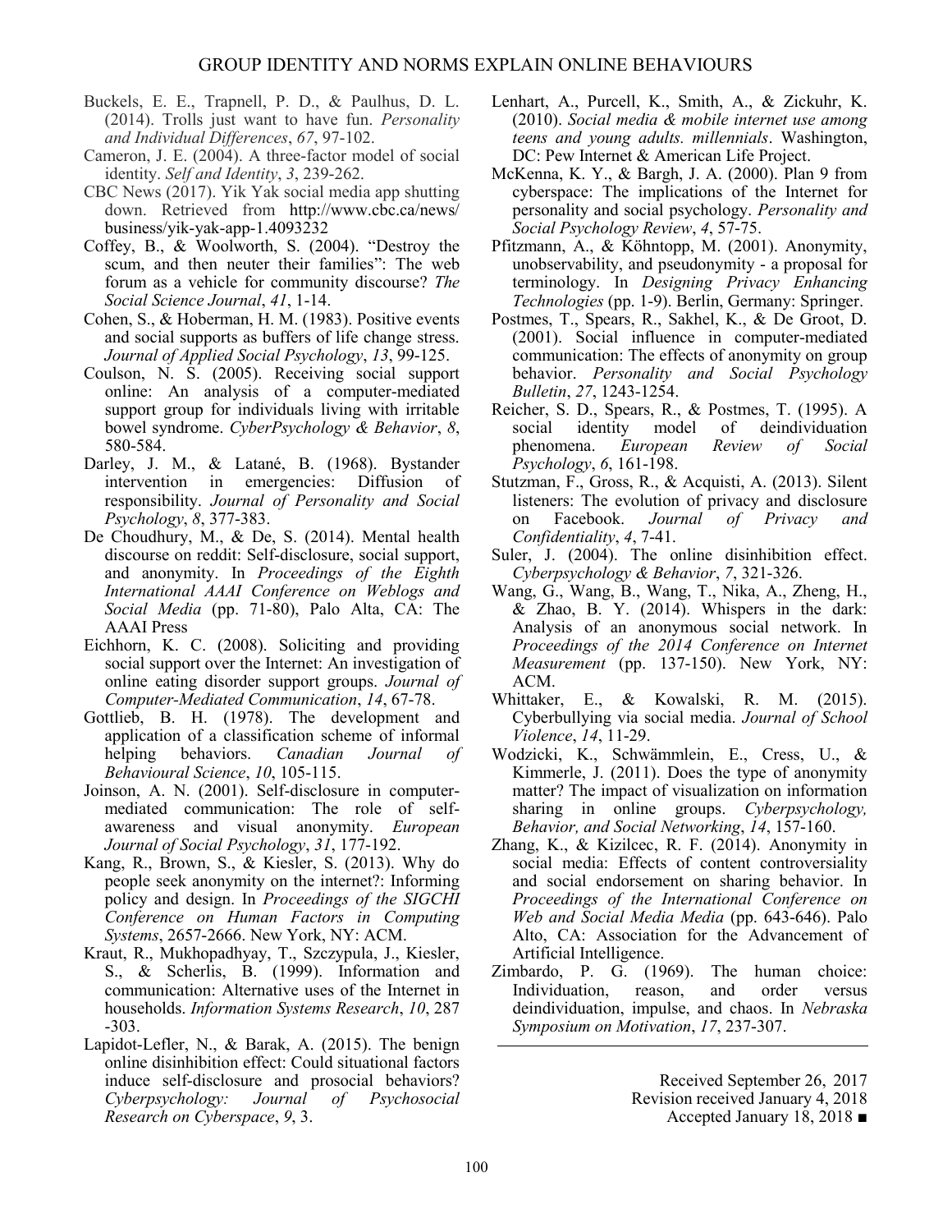Buckels, E. E., Trapnell, P. D., & Paulhus, D. L. (2014). Trolls just want to have fun. *Personality and Individual Differences*, *67*, 97-102.

Cameron, J. E. (2004). A three-factor model of social identity. *Self and Identity*, *3*, 239-262.

CBC News (2017). Yik Yak social media app shutting down. Retrieved from http://www.cbc.ca/news/business/yik-yak-app-1.4093232

Coffey, B., & Woolworth, S. (2004). "Destroy the scum, and then neuter their families": The web forum as a vehicle for community discourse? *The Social Science Journal*, *41*, 1-14.

Cohen, S., & Hoberman, H. M. (1983). Positive events and social supports as buffers of life change stress. *Journal of Applied Social Psychology*, *13*, 99-125.

Coulson, N. S. (2005). Receiving social support online: An analysis of a computer-mediated support group for individuals living with irritable bowel syndrome. *CyberPsychology & Behavior*, *8*, 580-584.

Darley, J. M., & Latané, B. (1968). Bystander intervention in emergencies: Diffusion of responsibility. *Journal of Personality and Social Psychology*, *8*, 377-383.

De Choudhury, M., & De, S. (2014). Mental health discourse on reddit: Self-disclosure, social support, and anonymity. In *Proceedings of the Eighth International AAAI Conference on Weblogs and Social Media* (pp. 71-80), Palo Alta, CA: The AAAI Press

Eichhorn, K. C. (2008). Soliciting and providing social support over the Internet: An investigation of online eating disorder support groups. *Journal of Computer-Mediated Communication*, *14*, 67-78.

Gottlieb, B. H. (1978). The development and application of a classification scheme of informal helping behaviors. *Canadian Journal of Behavioural Science*, *10*, 105-115.

Joinson, A. N. (2001). Self-disclosure in computer-mediated communication: The role of self-awareness and visual anonymity. *European Journal of Social Psychology*, *31*, 177-192.

Kang, R., Brown, S., & Kiesler, S. (2013). Why do people seek anonymity on the internet?: Informing policy and design. In *Proceedings of the SIGCHI Conference on Human Factors in Computing Systems*, 2657-2666. New York, NY: ACM.

Kraut, R., Mukhopadhyay, T., Szczypula, J., Kiesler, S., & Scherlis, B. (1999). Information and communication: Alternative uses of the Internet in households. *Information Systems Research*, *10*, 287-303.

Lapidot-Lefler, N., & Barak, A. (2015). The benign online disinhibition effect: Could situational factors induce self-disclosure and prosocial behaviors? *Cyberpsychology: Journal of Psychosocial Research on Cyberspace*, *9*, 3.

Lenhart, A., Purcell, K., Smith, A., & Zickuhr, K. (2010). *Social media & mobile internet use among teens and young adults. millennials*. Washington, DC: Pew Internet & American Life Project.

McKenna, K. Y., & Bargh, J. A. (2000). Plan 9 from cyberspace: The implications of the Internet for personality and social psychology. *Personality and Social Psychology Review*, *4*, 57-75.

Pfitzmann, A., & Köhntopp, M. (2001). Anonymity, unobservability, and pseudonymity - a proposal for terminology. In *Designing Privacy Enhancing Technologies* (pp. 1-9). Berlin, Germany: Springer.

Postmes, T., Spears, R., Sakhel, K., & De Groot, D. (2001). Social influence in computer-mediated communication: The effects of anonymity on group behavior. *Personality and Social Psychology Bulletin*, *27*, 1243-1254.

Reicher, S. D., Spears, R., & Postmes, T. (1995). A social identity model of deindividuation phenomena. *European Review of Social Psychology*, *6*, 161-198.

Stutzman, F., Gross, R., & Acquisti, A. (2013). Silent listeners: The evolution of privacy and disclosure on Facebook. *Journal of Privacy and Confidentiality*, *4*, 7-41.

Suler, J. (2004). The online disinhibition effect. *Cyberpsychology & Behavior*, *7*, 321-326.

Wang, G., Wang, B., Wang, T., Nika, A., Zheng, H., & Zhao, B. Y. (2014). Whispers in the dark: Analysis of an anonymous social network. In *Proceedings of the 2014 Conference on Internet Measurement* (pp. 137-150). New York, NY: ACM.

Whittaker, E., & Kowalski, R. M. (2015). Cyberbullying via social media. *Journal of School Violence*, *14*, 11-29.

Wodzicki, K., Schwämmlein, E., Cress, U., & Kimmerle, J. (2011). Does the type of anonymity matter? The impact of visualization on information sharing in online groups. *Cyberpsychology, Behavior, and Social Networking*, *14*, 157-160.

Zhang, K., & Kizilcec, R. F. (2014). Anonymity in social media: Effects of content controversiality and social endorsement on sharing behavior. In *Proceedings of the International Conference on Web and Social Media Media* (pp. 643-646). Palo Alto, CA: Association for the Advancement of Artificial Intelligence.

Zimbardo, P. G. (1969). The human choice: Individuation, reason, and order versus deindividuation, impulse, and chaos. In *Nebraska Symposium on Motivation*, *17*, 237-307.

---

Received September 26, 2017
Revision received January 4, 2018
Accepted January 18, 2018 ■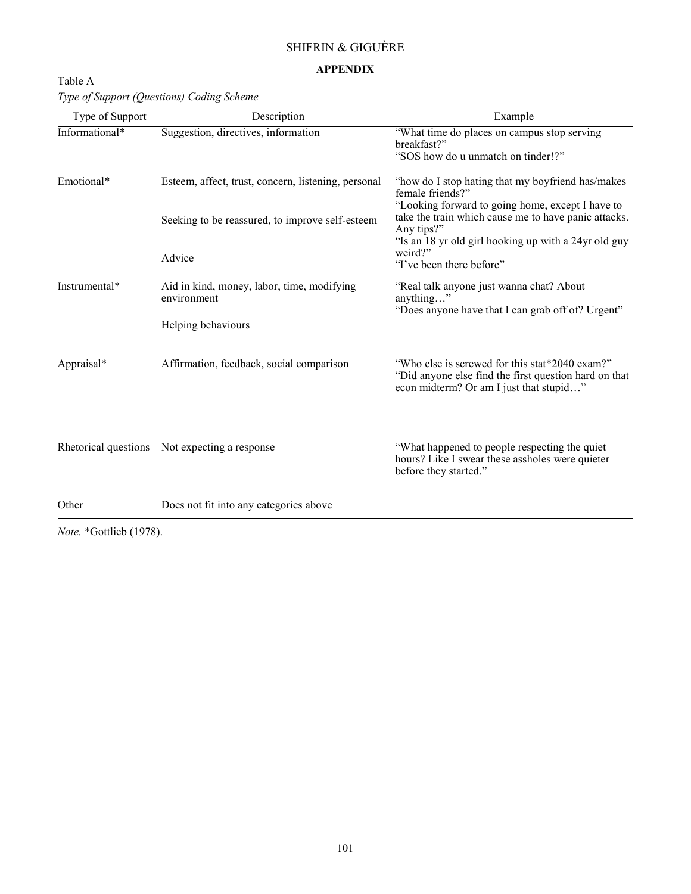## APPENDIX

Table A

*Type of Support (Questions) Coding Scheme*

| Type of Support | Description | Example |
|---|---|---|
| Informational* | Suggestion, directives, information | "What time do places on campus stop serving breakfast?" "SOS how do u unmatch on tinder!?" |
| Emotional* | Esteem, affect, trust, concern, listening, personal | "how do I stop hating that my boyfriend has/makes female friends?" |
| | Seeking to be reassured, to improve self-esteem | "Looking forward to going home, except I have to take the train which cause me to have panic attacks. Any tips?" |
| | Advice | "Is an 18 yr old girl hooking up with a 24yr old guy weird?" "I've been there before" |
| Instrumental* | Aid in kind, money, labor, time, modifying environment | "Real talk anyone just wanna chat? About anything…" "Does anyone have that I can grab off of? Urgent" |
| | Helping behaviours | |
| Appraisal* | Affirmation, feedback, social comparison | "Who else is screwed for this stat*2040 exam?" "Did anyone else find the first question hard on that econ midterm? Or am I just that stupid…" |
| Rhetorical questions | Not expecting a response | "What happened to people respecting the quiet hours? Like I swear these assholes were quieter before they started." |
| Other | Does not fit into any categories above | |

*Note.* *Gottlieb (1978).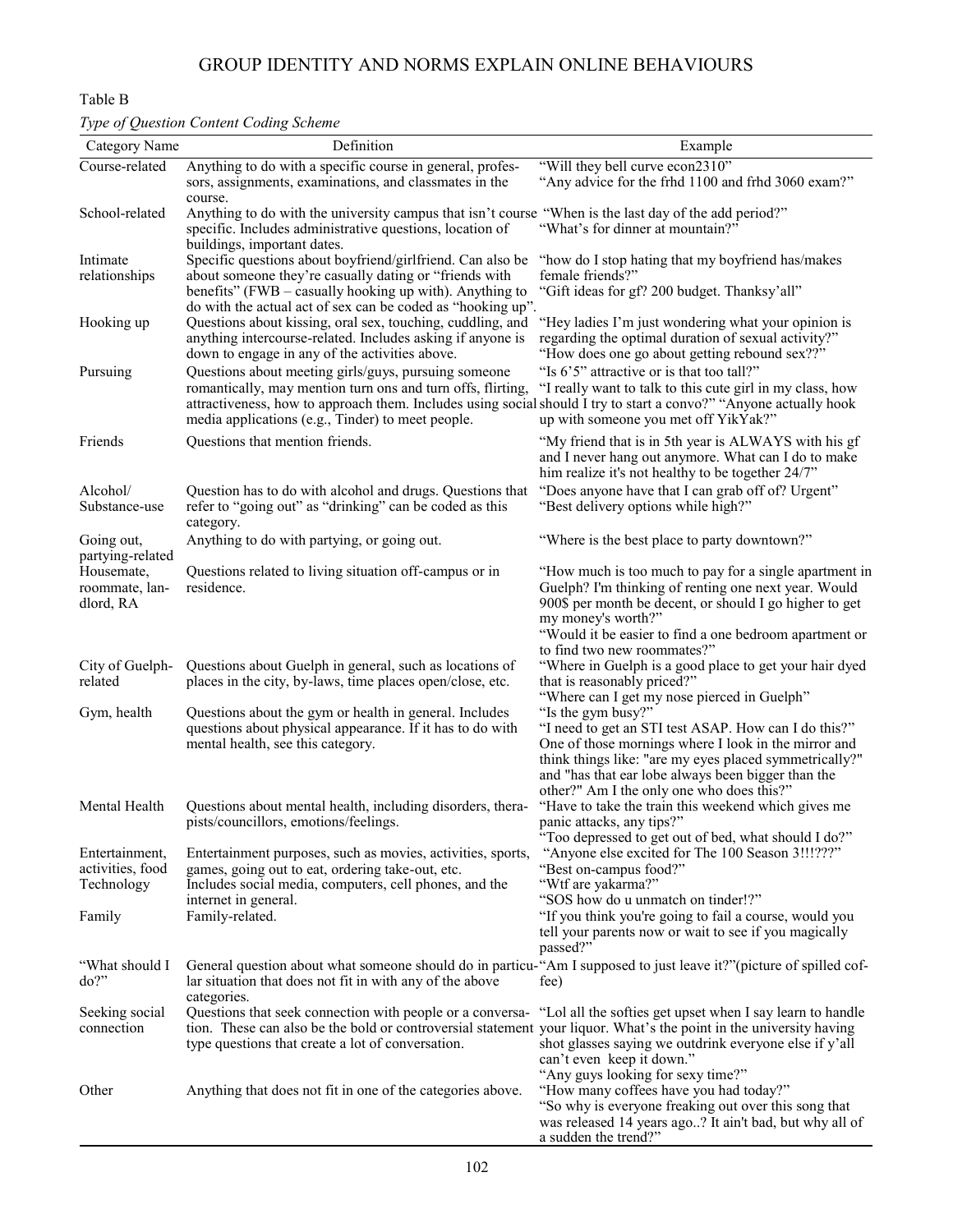Table B

*Type of Question Content Coding Scheme*

| Category Name | Definition | Example |
|---|---|---|
| Course-related | Anything to do with a specific course in general, professors, assignments, examinations, and classmates in the course. | "Will they bell curve econ2310" "Any advice for the frhd 1100 and frhd 3060 exam?" |
| School-related | Anything to do with the university campus that isn't course specific. Includes administrative questions, location of buildings, important dates. | "When is the last day of the add period?" "What's for dinner at mountain?" |
| Intimate relationships | Specific questions about boyfriend/girlfriend. Can also be about someone they're casually dating or "friends with benefits" (FWB – casually hooking up with). Anything to do with the actual act of sex can be coded as "hooking up". | "how do I stop hating that my boyfriend has/makes female friends?" "Gift ideas for gf? 200 budget. Thanksy'all" |
| Hooking up | Questions about kissing, oral sex, touching, cuddling, and anything intercourse-related. Includes asking if anyone is down to engage in any of the activities above. | "Hey ladies I'm just wondering what your opinion is regarding the optimal duration of sexual activity?" "How does one go about getting rebound sex??" |
| Pursuing | Questions about meeting girls/guys, pursuing someone romantically, may mention turn ons and turn offs, flirting, attractiveness, how to approach them. Includes using social media applications (e.g., Tinder) to meet people. | "Is 6'5" attractive or is that too tall?" "I really want to talk to this cute girl in my class, how should I try to start a convo?" "Anyone actually hook up with someone you met off YikYak?" |
| Friends | Questions that mention friends. | "My friend that is in 5th year is ALWAYS with his gf and I never hang out anymore. What can I do to make him realize it's not healthy to be together 24/7" |
| Alcohol/ Substance-use | Question has to do with alcohol and drugs. Questions that refer to "going out" as "drinking" can be coded as this category. | "Does anyone have that I can grab off of? Urgent" "Best delivery options while high?" |
| Going out, partying-related | Anything to do with partying, or going out. | "Where is the best place to party downtown?" |
| Housemate, roommate, landlord, RA | Questions related to living situation off-campus or in residence. | "How much is too much to pay for a single apartment in Guelph? I'm thinking of renting one next year. Would 900$ per month be decent, or should I go higher to get my money's worth?" "Would it be easier to find a one bedroom apartment or to find two new roommates?" |
| City of Guelph-related | Questions about Guelph in general, such as locations of places in the city, by-laws, time places open/close, etc. | "Where in Guelph is a good place to get your hair dyed that is reasonably priced?" "Where can I get my nose pierced in Guelph" |
| Gym, health | Questions about the gym or health in general. Includes questions about physical appearance. If it has to do with mental health, see this category. | "Is the gym busy?" "I need to get an STI test ASAP. How can I do this?" One of those mornings where I look in the mirror and think things like: "are my eyes placed symmetrically?" and "has that ear lobe always been bigger than the other?" Am I the only one who does this?" |
| Mental Health | Questions about mental health, including disorders, therapists/councillors, emotions/feelings. | "Have to take the train this weekend which gives me panic attacks, any tips?" "Too depressed to get out of bed, what should I do?" |
| Entertainment, activities, food | Entertainment purposes, such as movies, activities, sports, games, going out to eat, ordering take-out, etc. | "Anyone else excited for The 100 Season 3!!!???" "Best on-campus food?" |
| Technology | Includes social media, computers, cell phones, and the internet in general. | "Wtf are yakarma?" "SOS how do u unmatch on tinder!?" |
| Family | Family-related. | "If you think you're going to fail a course, would you tell your parents now or wait to see if you magically passed?" |
| "What should I do?" | General question about what someone should do in particular situation that does not fit in with any of the above categories. | "Am I supposed to just leave it?"(picture of spilled coffee) |
| Seeking social connection | Questions that seek connection with people or a conversation. These can also be the bold or controversial statement type questions that create a lot of conversation. | "Lol all the softies get upset when I say learn to handle your liquor. What's the point in the university having shot glasses saying we outdrink everyone else if y'all can't even keep it down." "Any guys looking for sexy time?" |
| Other | Anything that does not fit in one of the categories above. | "How many coffees have you had today?" "So why is everyone freaking out over this song that was released 14 years ago..? It ain't bad, but why all of a sudden the trend?" |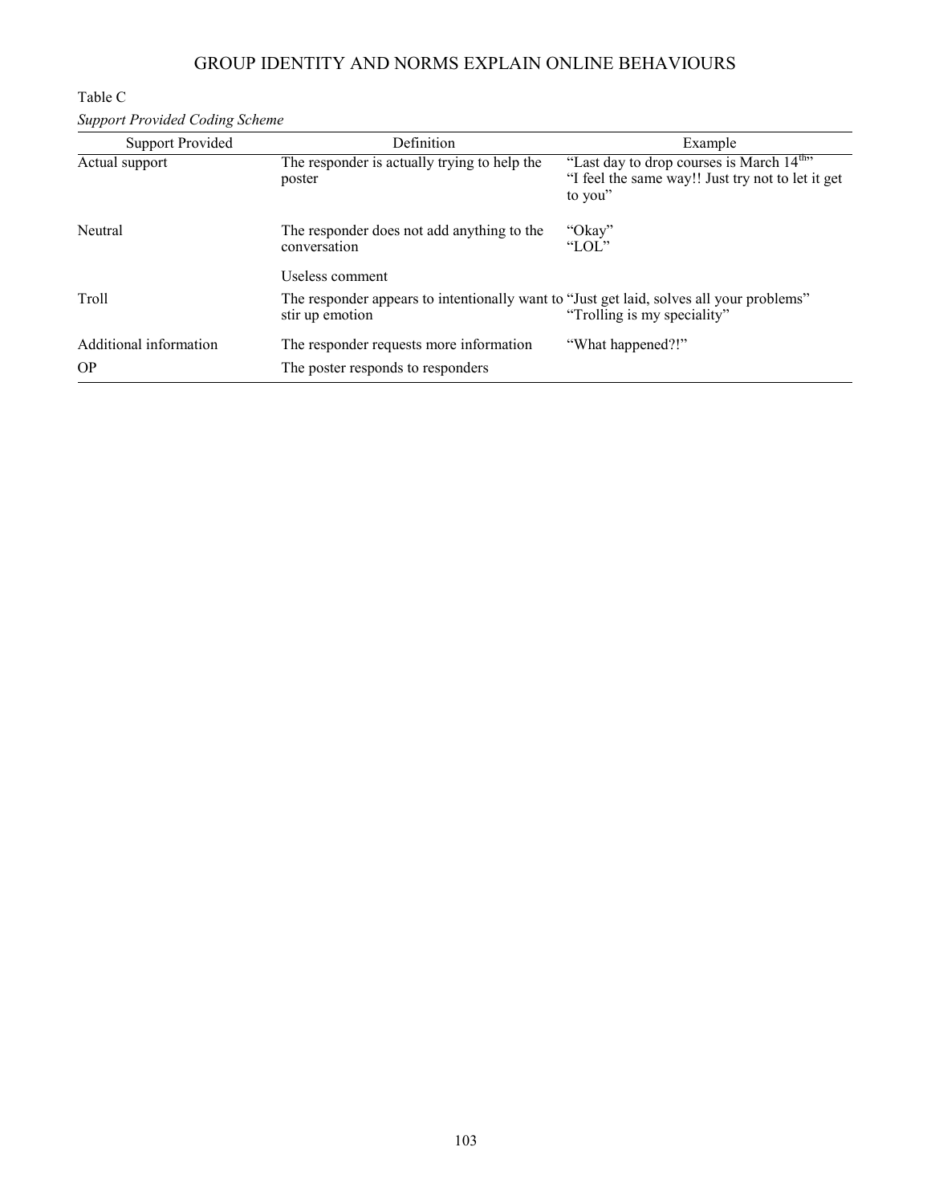Table C

*Support Provided Coding Scheme*

| Support Provided | Definition | Example |
| --- | --- | --- |
| Actual support | The responder is actually trying to help the poster | "Last day to drop courses is March 14th" "I feel the same way!! Just try not to let it get to you" |
| Neutral | The responder does not add anything to the conversation<br><br>Useless comment | "Okay" "LOL" |
| Troll | The responder appears to intentionally want to stir up emotion | "Just get laid, solves all your problems" "Trolling is my speciality" |
| Additional information | The responder requests more information | "What happened?!" |
| OP | The poster responds to responders | |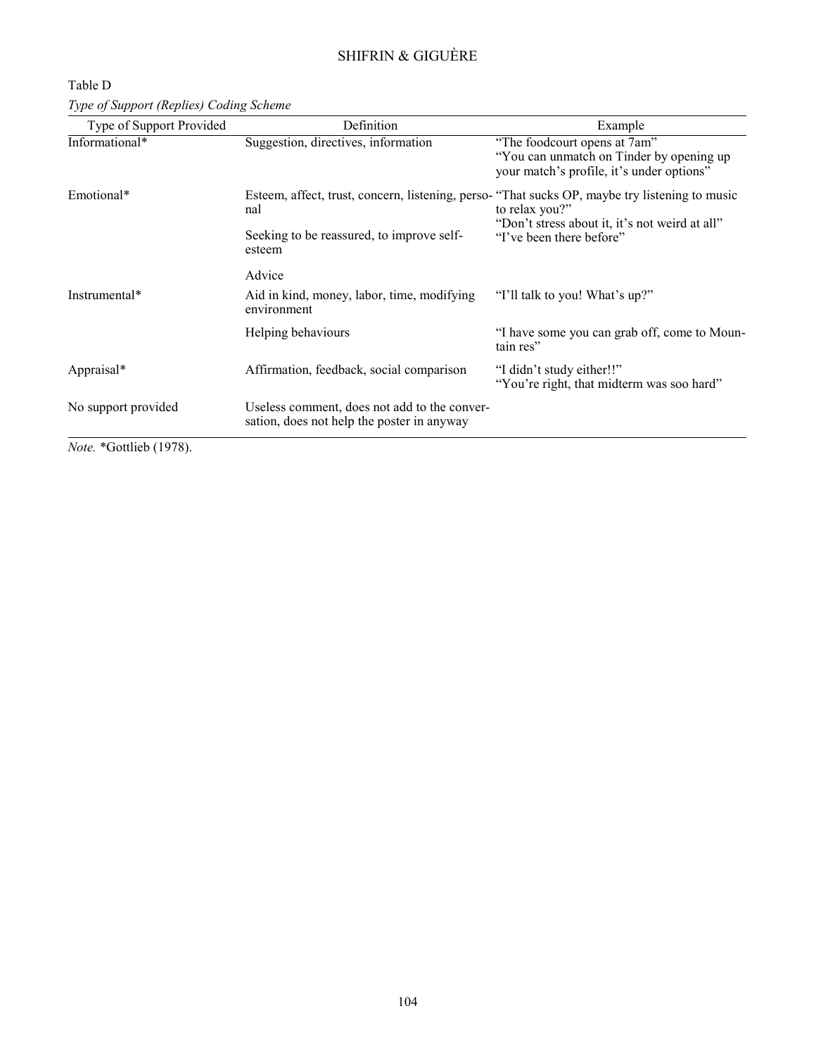Table D

*Type of Support (Replies) Coding Scheme*

| Type of Support Provided | Definition | Example |
| --- | --- | --- |
| Informational* | Suggestion, directives, information | "The foodcourt opens at 7am"<br>"You can unmatch on Tinder by opening up your match's profile, it's under options" |
| Emotional* | Esteem, affect, trust, concern, listening, personal<br><br>Seeking to be reassured, to improve self-esteem<br><br>Advice | "That sucks OP, maybe try listening to music to relax you?"<br>"Don't stress about it, it's not weird at all"<br>"I've been there before" |
| Instrumental* | Aid in kind, money, labor, time, modifying environment | "I'll talk to you! What's up?" |
| | Helping behaviours | "I have some you can grab off, come to Mountain res" |
| Appraisal* | Affirmation, feedback, social comparison | "I didn't study either!!"<br>"You're right, that midterm was soo hard" |
| No support provided | Useless comment, does not add to the conversation, does not help the poster in anyway | |

*Note.* *Gottlieb (1978).